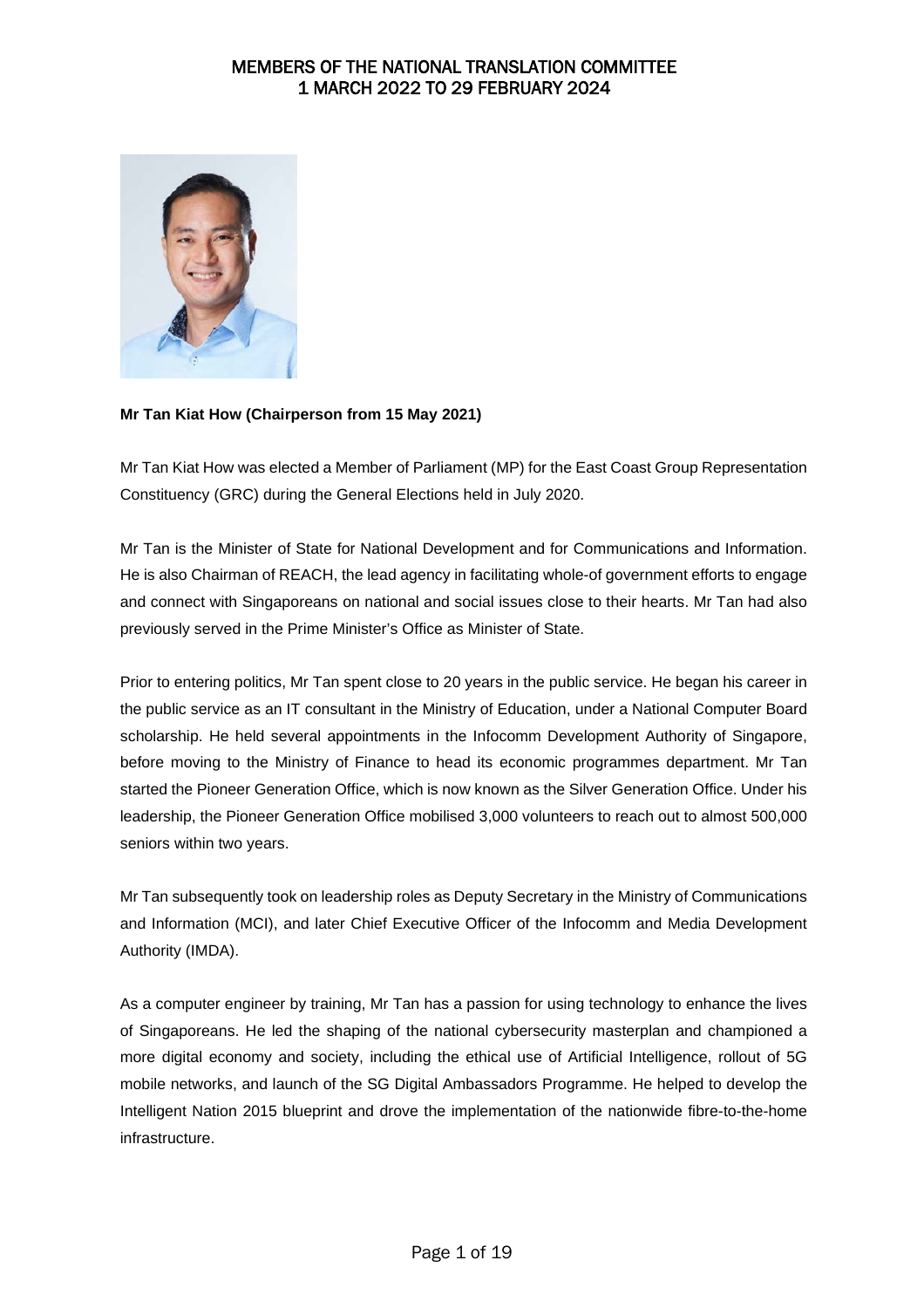# MEMBERS OF THE NATIONAL TRANSLATION COMMITTEE
# 1 MARCH 2022 TO 29 FEBRUARY 2024

**Mr Tan Kiat How (Chairperson from 15 May 2021)**

Mr Tan Kiat How was elected a Member of Parliament (MP) for the East Coast Group Representation Constituency (GRC) during the General Elections held in July 2020.

Mr Tan is the Minister of State for National Development and for Communications and Information. He is also Chairman of REACH, the lead agency in facilitating whole-of government efforts to engage and connect with Singaporeans on national and social issues close to their hearts. Mr Tan had also previously served in the Prime Minister's Office as Minister of State.

Prior to entering politics, Mr Tan spent close to 20 years in the public service. He began his career in the public service as an IT consultant in the Ministry of Education, under a National Computer Board scholarship. He held several appointments in the Infocomm Development Authority of Singapore, before moving to the Ministry of Finance to head its economic programmes department. Mr Tan started the Pioneer Generation Office, which is now known as the Silver Generation Office. Under his leadership, the Pioneer Generation Office mobilised 3,000 volunteers to reach out to almost 500,000 seniors within two years.

Mr Tan subsequently took on leadership roles as Deputy Secretary in the Ministry of Communications and Information (MCI), and later Chief Executive Officer of the Infocomm and Media Development Authority (IMDA).

As a computer engineer by training, Mr Tan has a passion for using technology to enhance the lives of Singaporeans. He led the shaping of the national cybersecurity masterplan and championed a more digital economy and society, including the ethical use of Artificial Intelligence, rollout of 5G mobile networks, and launch of the SG Digital Ambassadors Programme. He helped to develop the Intelligent Nation 2015 blueprint and drove the implementation of the nationwide fibre-to-the-home infrastructure.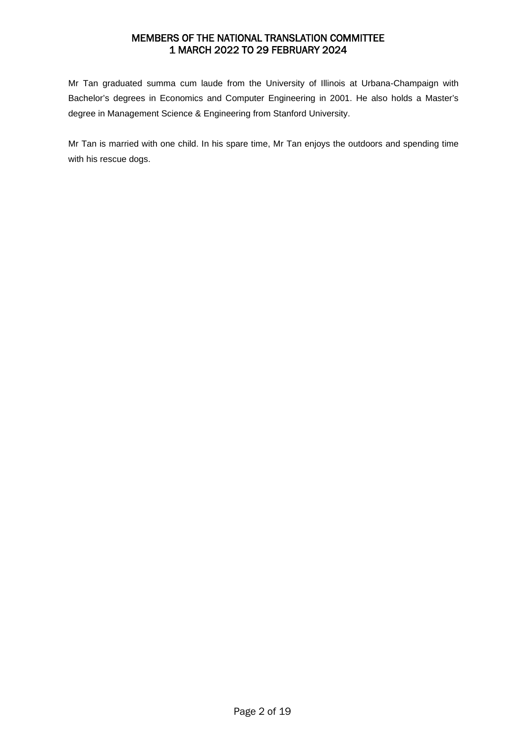Mr Tan graduated summa cum laude from the University of Illinois at Urbana-Champaign with Bachelor's degrees in Economics and Computer Engineering in 2001. He also holds a Master's degree in Management Science & Engineering from Stanford University.

Mr Tan is married with one child. In his spare time, Mr Tan enjoys the outdoors and spending time with his rescue dogs.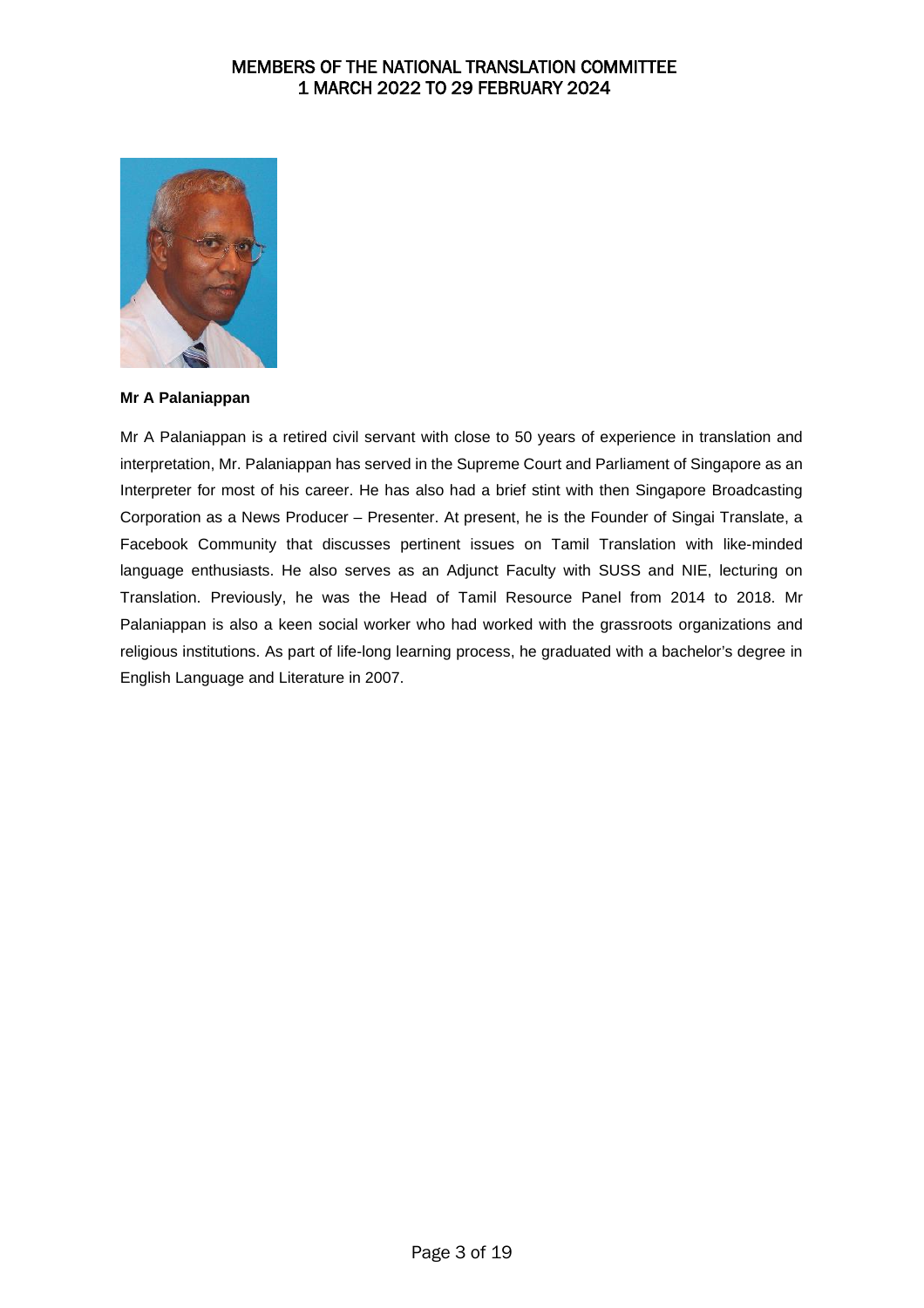# MEMBERS OF THE NATIONAL TRANSLATION COMMITTEE 1 MARCH 2022 TO 29 FEBRUARY 2024

**Mr A Palaniappan**

Mr A Palaniappan is a retired civil servant with close to 50 years of experience in translation and interpretation, Mr. Palaniappan has served in the Supreme Court and Parliament of Singapore as an Interpreter for most of his career. He has also had a brief stint with then Singapore Broadcasting Corporation as a News Producer – Presenter. At present, he is the Founder of Singai Translate, a Facebook Community that discusses pertinent issues on Tamil Translation with like-minded language enthusiasts. He also serves as an Adjunct Faculty with SUSS and NIE, lecturing on Translation. Previously, he was the Head of Tamil Resource Panel from 2014 to 2018. Mr Palaniappan is also a keen social worker who had worked with the grassroots organizations and religious institutions. As part of life-long learning process, he graduated with a bachelor's degree in English Language and Literature in 2007.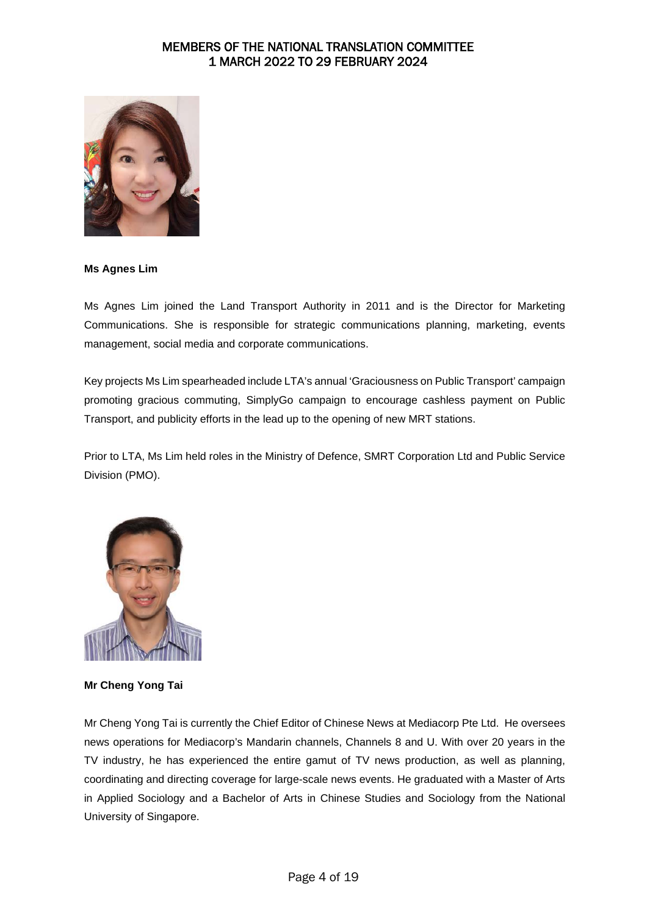**Ms Agnes Lim**

Ms Agnes Lim joined the Land Transport Authority in 2011 and is the Director for Marketing Communications. She is responsible for strategic communications planning, marketing, events management, social media and corporate communications.

Key projects Ms Lim spearheaded include LTA's annual 'Graciousness on Public Transport' campaign promoting gracious commuting, SimplyGo campaign to encourage cashless payment on Public Transport, and publicity efforts in the lead up to the opening of new MRT stations.

Prior to LTA, Ms Lim held roles in the Ministry of Defence, SMRT Corporation Ltd and Public Service Division (PMO).

**Mr Cheng Yong Tai**

Mr Cheng Yong Tai is currently the Chief Editor of Chinese News at Mediacorp Pte Ltd. He oversees news operations for Mediacorp's Mandarin channels, Channels 8 and U. With over 20 years in the TV industry, he has experienced the entire gamut of TV news production, as well as planning, coordinating and directing coverage for large-scale news events. He graduated with a Master of Arts in Applied Sociology and a Bachelor of Arts in Chinese Studies and Sociology from the National University of Singapore.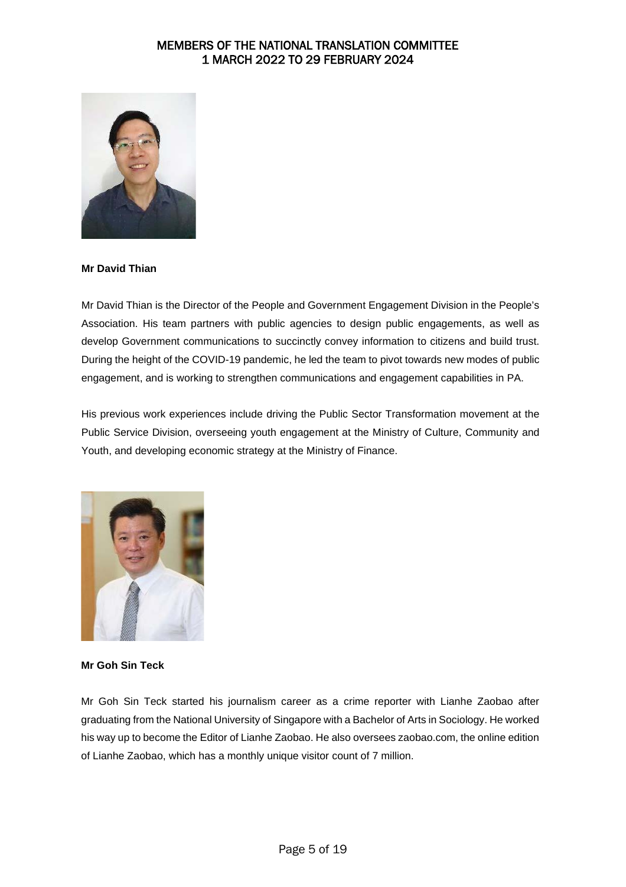**Mr David Thian**

Mr David Thian is the Director of the People and Government Engagement Division in the People's Association. His team partners with public agencies to design public engagements, as well as develop Government communications to succinctly convey information to citizens and build trust. During the height of the COVID-19 pandemic, he led the team to pivot towards new modes of public engagement, and is working to strengthen communications and engagement capabilities in PA.

His previous work experiences include driving the Public Sector Transformation movement at the Public Service Division, overseeing youth engagement at the Ministry of Culture, Community and Youth, and developing economic strategy at the Ministry of Finance.

**Mr Goh Sin Teck**

Mr Goh Sin Teck started his journalism career as a crime reporter with Lianhe Zaobao after graduating from the National University of Singapore with a Bachelor of Arts in Sociology. He worked his way up to become the Editor of Lianhe Zaobao. He also oversees zaobao.com, the online edition of Lianhe Zaobao, which has a monthly unique visitor count of 7 million.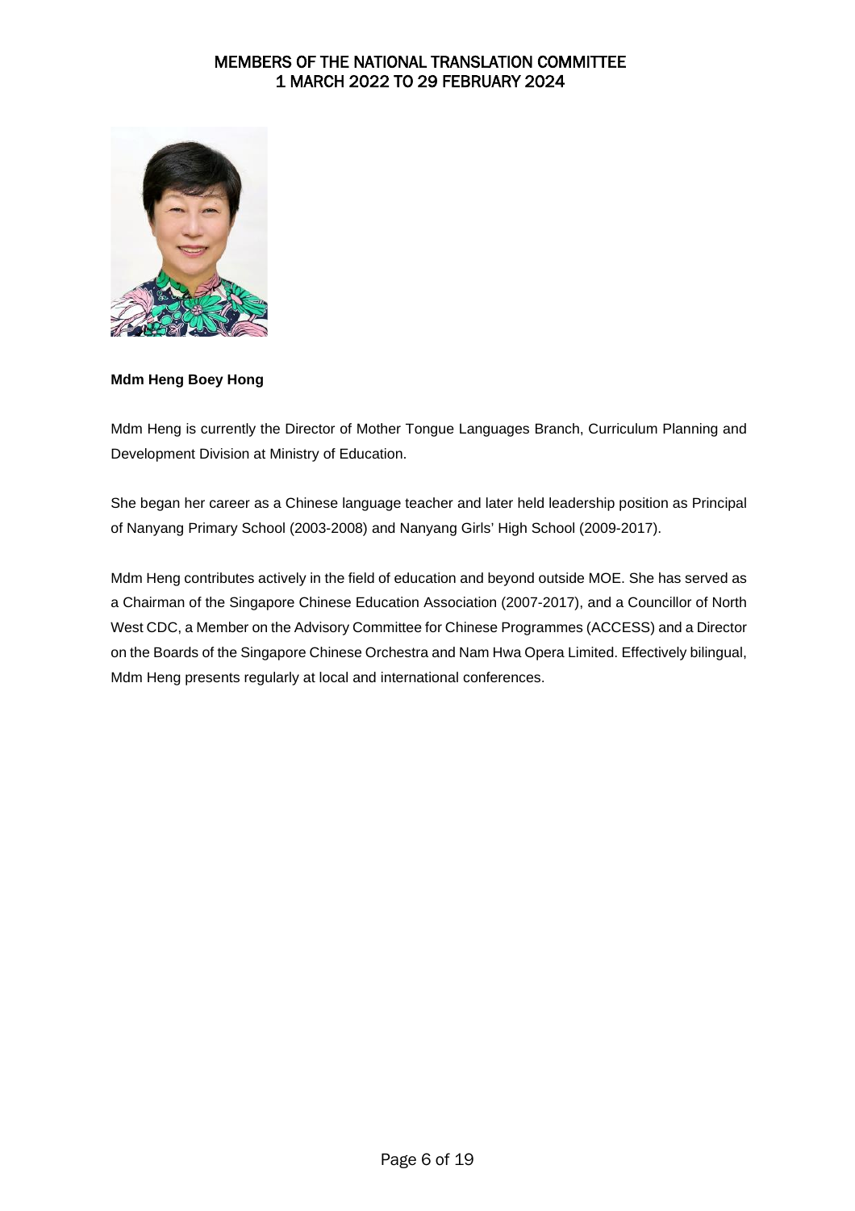# MEMBERS OF THE NATIONAL TRANSLATION COMMITTEE
# 1 MARCH 2022 TO 29 FEBRUARY 2024

**Mdm Heng Boey Hong**

Mdm Heng is currently the Director of Mother Tongue Languages Branch, Curriculum Planning and Development Division at Ministry of Education.

She began her career as a Chinese language teacher and later held leadership position as Principal of Nanyang Primary School (2003-2008) and Nanyang Girls' High School (2009-2017).

Mdm Heng contributes actively in the field of education and beyond outside MOE. She has served as a Chairman of the Singapore Chinese Education Association (2007-2017), and a Councillor of North West CDC, a Member on the Advisory Committee for Chinese Programmes (ACCESS) and a Director on the Boards of the Singapore Chinese Orchestra and Nam Hwa Opera Limited. Effectively bilingual, Mdm Heng presents regularly at local and international conferences.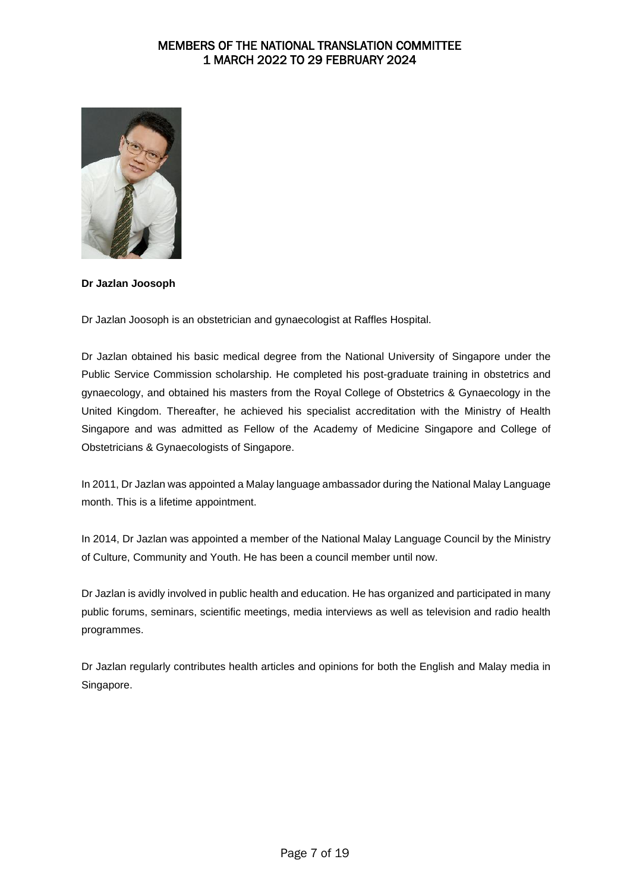**Dr Jazlan Joosoph**

Dr Jazlan Joosoph is an obstetrician and gynaecologist at Raffles Hospital.

Dr Jazlan obtained his basic medical degree from the National University of Singapore under the Public Service Commission scholarship. He completed his post-graduate training in obstetrics and gynaecology, and obtained his masters from the Royal College of Obstetrics & Gynaecology in the United Kingdom. Thereafter, he achieved his specialist accreditation with the Ministry of Health Singapore and was admitted as Fellow of the Academy of Medicine Singapore and College of Obstetricians & Gynaecologists of Singapore.

In 2011, Dr Jazlan was appointed a Malay language ambassador during the National Malay Language month. This is a lifetime appointment.

In 2014, Dr Jazlan was appointed a member of the National Malay Language Council by the Ministry of Culture, Community and Youth. He has been a council member until now.

Dr Jazlan is avidly involved in public health and education. He has organized and participated in many public forums, seminars, scientific meetings, media interviews as well as television and radio health programmes.

Dr Jazlan regularly contributes health articles and opinions for both the English and Malay media in Singapore.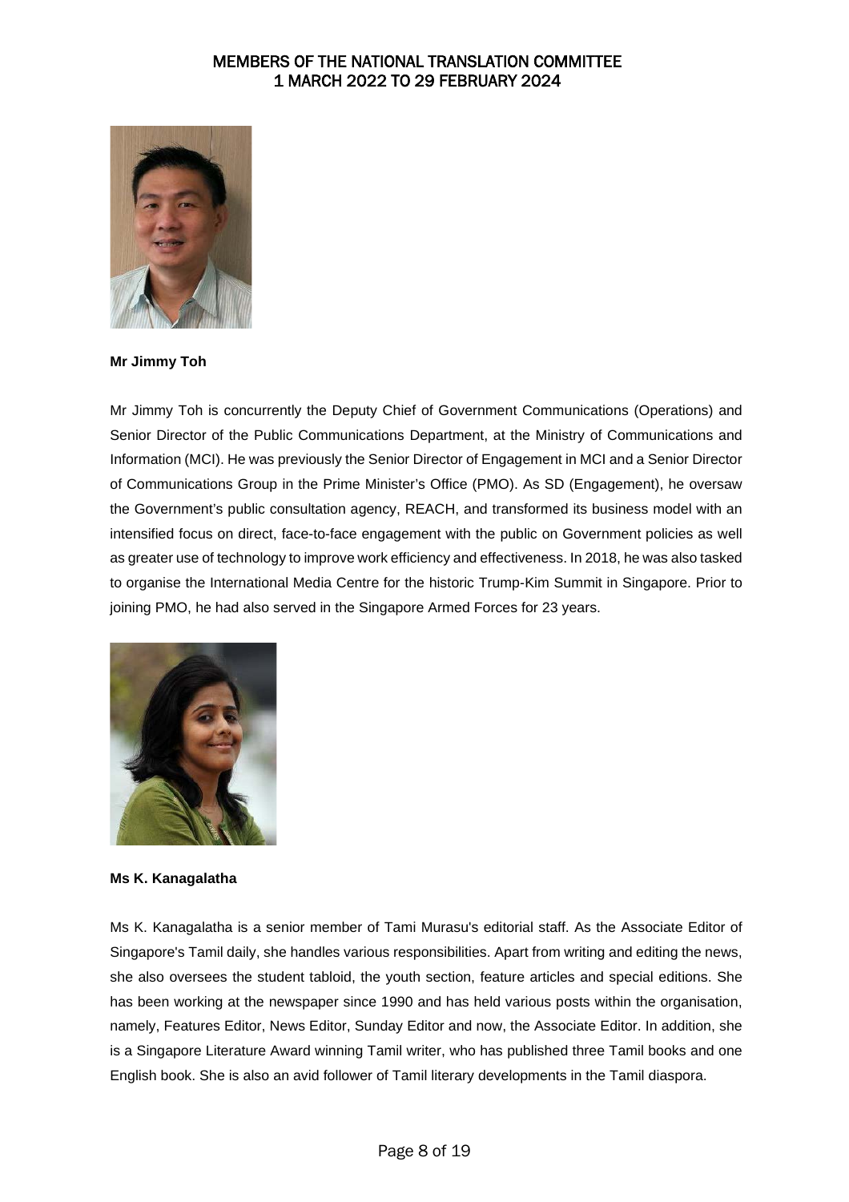# MEMBERS OF THE NATIONAL TRANSLATION COMMITTEE
# 1 MARCH 2022 TO 29 FEBRUARY 2024

**Mr Jimmy Toh**

Mr Jimmy Toh is concurrently the Deputy Chief of Government Communications (Operations) and Senior Director of the Public Communications Department, at the Ministry of Communications and Information (MCI). He was previously the Senior Director of Engagement in MCI and a Senior Director of Communications Group in the Prime Minister's Office (PMO). As SD (Engagement), he oversaw the Government's public consultation agency, REACH, and transformed its business model with an intensified focus on direct, face-to-face engagement with the public on Government policies as well as greater use of technology to improve work efficiency and effectiveness. In 2018, he was also tasked to organise the International Media Centre for the historic Trump-Kim Summit in Singapore. Prior to joining PMO, he had also served in the Singapore Armed Forces for 23 years.

**Ms K. Kanagalatha**

Ms K. Kanagalatha is a senior member of Tami Murasu's editorial staff. As the Associate Editor of Singapore's Tamil daily, she handles various responsibilities. Apart from writing and editing the news, she also oversees the student tabloid, the youth section, feature articles and special editions. She has been working at the newspaper since 1990 and has held various posts within the organisation, namely, Features Editor, News Editor, Sunday Editor and now, the Associate Editor. In addition, she is a Singapore Literature Award winning Tamil writer, who has published three Tamil books and one English book. She is also an avid follower of Tamil literary developments in the Tamil diaspora.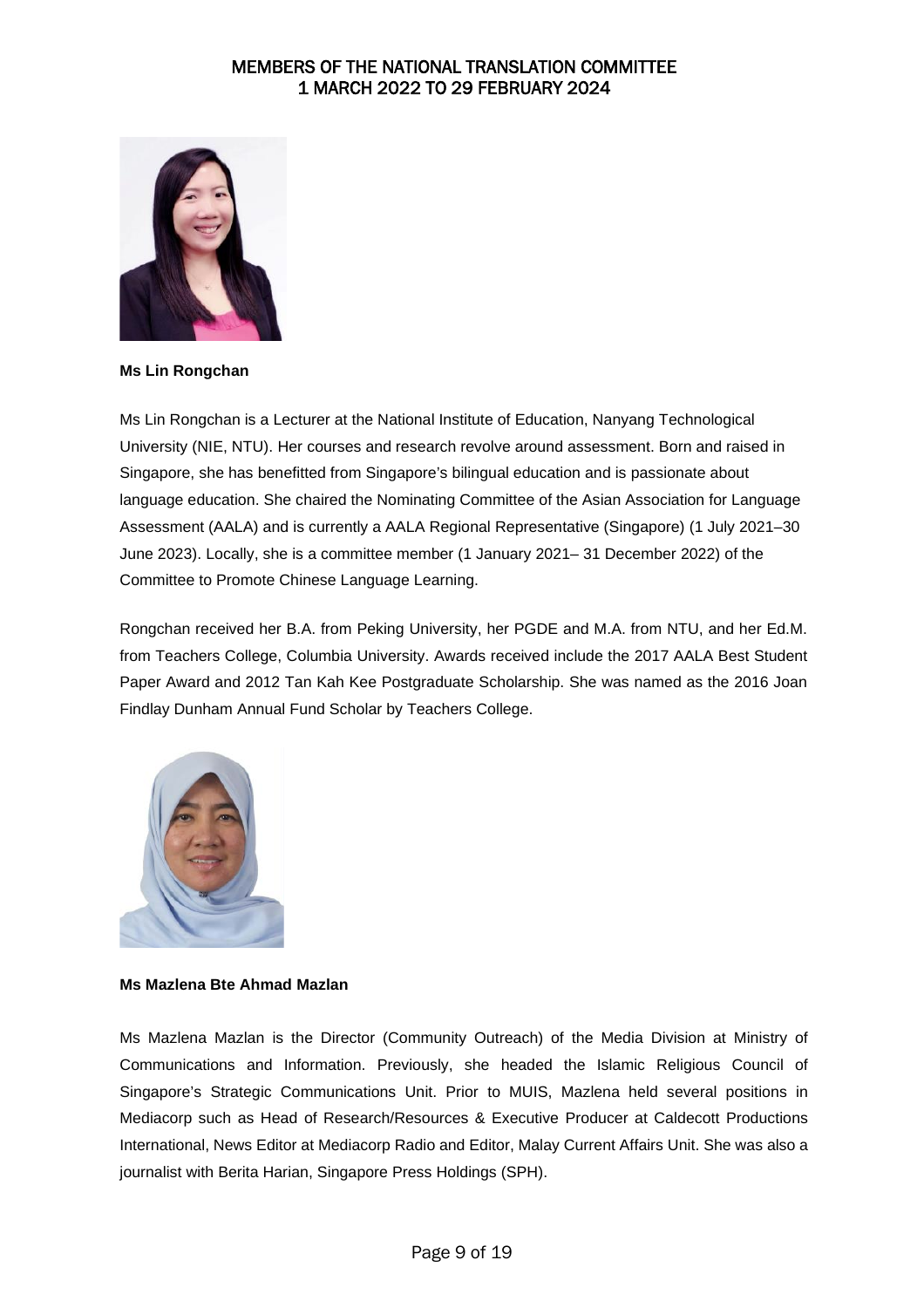# MEMBERS OF THE NATIONAL TRANSLATION COMMITTEE
## 1 MARCH 2022 TO 29 FEBRUARY 2024

**Ms Lin Rongchan**

Ms Lin Rongchan is a Lecturer at the National Institute of Education, Nanyang Technological University (NIE, NTU). Her courses and research revolve around assessment. Born and raised in Singapore, she has benefitted from Singapore's bilingual education and is passionate about language education. She chaired the Nominating Committee of the Asian Association for Language Assessment (AALA) and is currently a AALA Regional Representative (Singapore) (1 July 2021–30 June 2023). Locally, she is a committee member (1 January 2021– 31 December 2022) of the Committee to Promote Chinese Language Learning.

Rongchan received her B.A. from Peking University, her PGDE and M.A. from NTU, and her Ed.M. from Teachers College, Columbia University. Awards received include the 2017 AALA Best Student Paper Award and 2012 Tan Kah Kee Postgraduate Scholarship. She was named as the 2016 Joan Findlay Dunham Annual Fund Scholar by Teachers College.

**Ms Mazlena Bte Ahmad Mazlan**

Ms Mazlena Mazlan is the Director (Community Outreach) of the Media Division at Ministry of Communications and Information. Previously, she headed the Islamic Religious Council of Singapore's Strategic Communications Unit. Prior to MUIS, Mazlena held several positions in Mediacorp such as Head of Research/Resources & Executive Producer at Caldecott Productions International, News Editor at Mediacorp Radio and Editor, Malay Current Affairs Unit. She was also a journalist with Berita Harian, Singapore Press Holdings (SPH).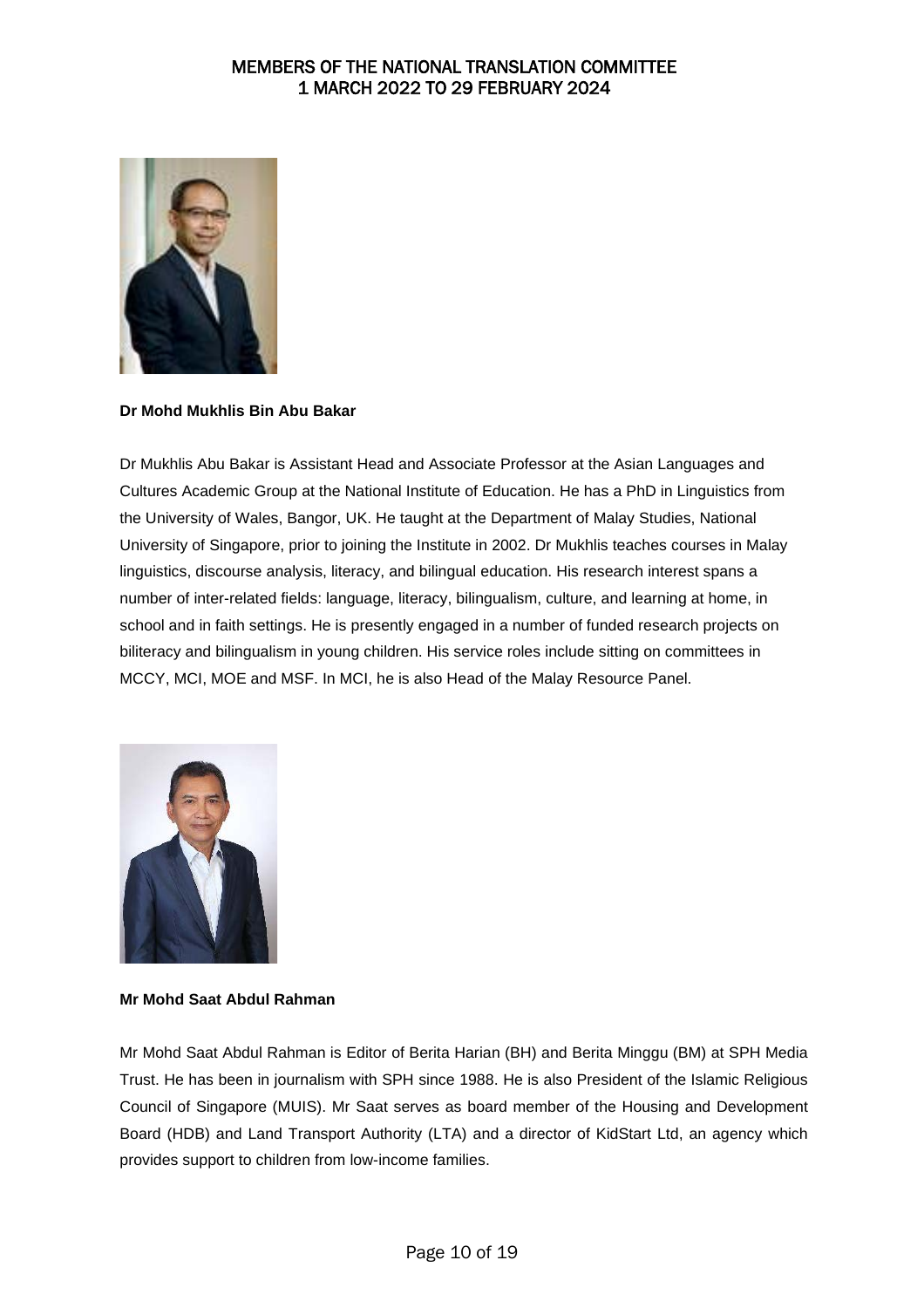# MEMBERS OF THE NATIONAL TRANSLATION COMMITTEE 1 MARCH 2022 TO 29 FEBRUARY 2024

**Dr Mohd Mukhlis Bin Abu Bakar**

Dr Mukhlis Abu Bakar is Assistant Head and Associate Professor at the Asian Languages and Cultures Academic Group at the National Institute of Education. He has a PhD in Linguistics from the University of Wales, Bangor, UK. He taught at the Department of Malay Studies, National University of Singapore, prior to joining the Institute in 2002. Dr Mukhlis teaches courses in Malay linguistics, discourse analysis, literacy, and bilingual education. His research interest spans a number of inter-related fields: language, literacy, bilingualism, culture, and learning at home, in school and in faith settings. He is presently engaged in a number of funded research projects on biliteracy and bilingualism in young children. His service roles include sitting on committees in MCCY, MCI, MOE and MSF. In MCI, he is also Head of the Malay Resource Panel.

**Mr Mohd Saat Abdul Rahman**

Mr Mohd Saat Abdul Rahman is Editor of Berita Harian (BH) and Berita Minggu (BM) at SPH Media Trust. He has been in journalism with SPH since 1988. He is also President of the Islamic Religious Council of Singapore (MUIS). Mr Saat serves as board member of the Housing and Development Board (HDB) and Land Transport Authority (LTA) and a director of KidStart Ltd, an agency which provides support to children from low-income families.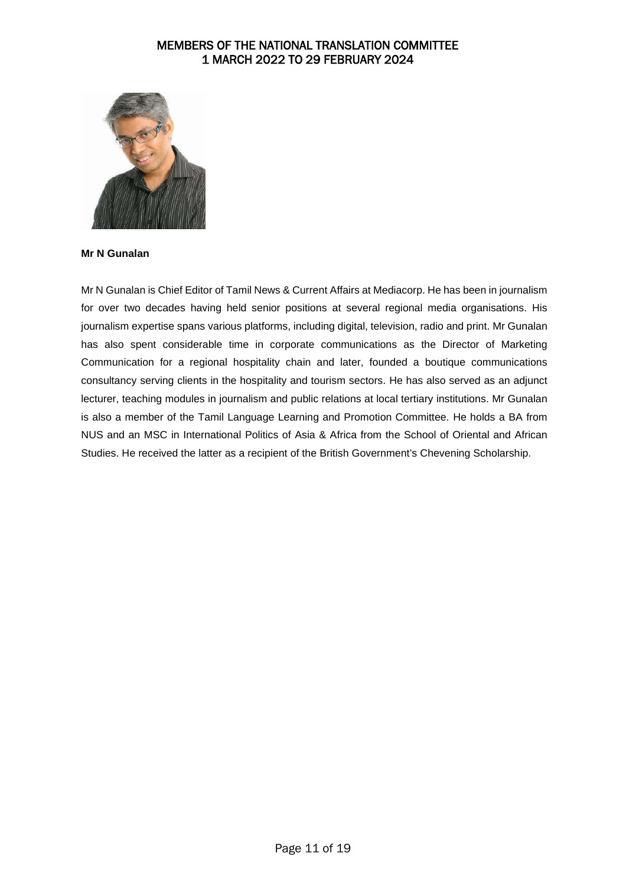# MEMBERS OF THE NATIONAL TRANSLATION COMMITTEE
# 1 MARCH 2022 TO 29 FEBRUARY 2024

**Mr N Gunalan**

Mr N Gunalan is Chief Editor of Tamil News & Current Affairs at Mediacorp. He has been in journalism for over two decades having held senior positions at several regional media organisations. His journalism expertise spans various platforms, including digital, television, radio and print. Mr Gunalan has also spent considerable time in corporate communications as the Director of Marketing Communication for a regional hospitality chain and later, founded a boutique communications consultancy serving clients in the hospitality and tourism sectors. He has also served as an adjunct lecturer, teaching modules in journalism and public relations at local tertiary institutions. Mr Gunalan is also a member of the Tamil Language Learning and Promotion Committee. He holds a BA from NUS and an MSC in International Politics of Asia & Africa from the School of Oriental and African Studies. He received the latter as a recipient of the British Government's Chevening Scholarship.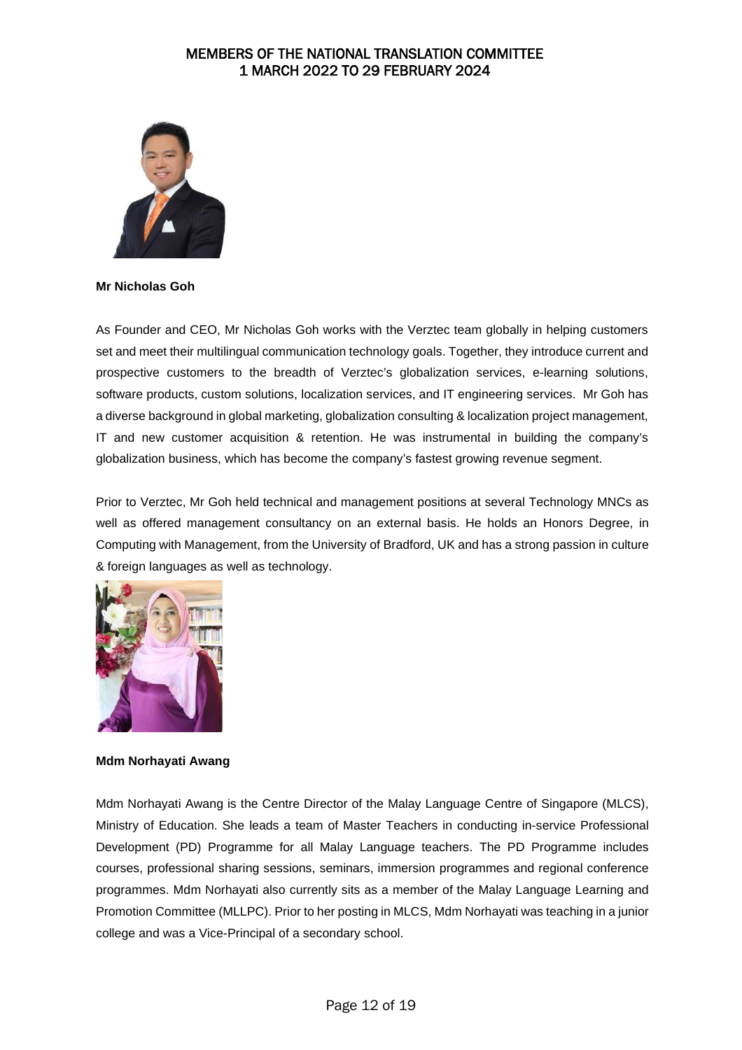# MEMBERS OF THE NATIONAL TRANSLATION COMMITTEE 1 MARCH 2022 TO 29 FEBRUARY 2024

**Mr Nicholas Goh**

As Founder and CEO, Mr Nicholas Goh works with the Verztec team globally in helping customers set and meet their multilingual communication technology goals. Together, they introduce current and prospective customers to the breadth of Verztec's globalization services, e-learning solutions, software products, custom solutions, localization services, and IT engineering services. Mr Goh has a diverse background in global marketing, globalization consulting & localization project management, IT and new customer acquisition & retention. He was instrumental in building the company's globalization business, which has become the company's fastest growing revenue segment.

Prior to Verztec, Mr Goh held technical and management positions at several Technology MNCs as well as offered management consultancy on an external basis. He holds an Honors Degree, in Computing with Management, from the University of Bradford, UK and has a strong passion in culture & foreign languages as well as technology.

**Mdm Norhayati Awang**

Mdm Norhayati Awang is the Centre Director of the Malay Language Centre of Singapore (MLCS), Ministry of Education. She leads a team of Master Teachers in conducting in-service Professional Development (PD) Programme for all Malay Language teachers. The PD Programme includes courses, professional sharing sessions, seminars, immersion programmes and regional conference programmes. Mdm Norhayati also currently sits as a member of the Malay Language Learning and Promotion Committee (MLLPC). Prior to her posting in MLCS, Mdm Norhayati was teaching in a junior college and was a Vice-Principal of a secondary school.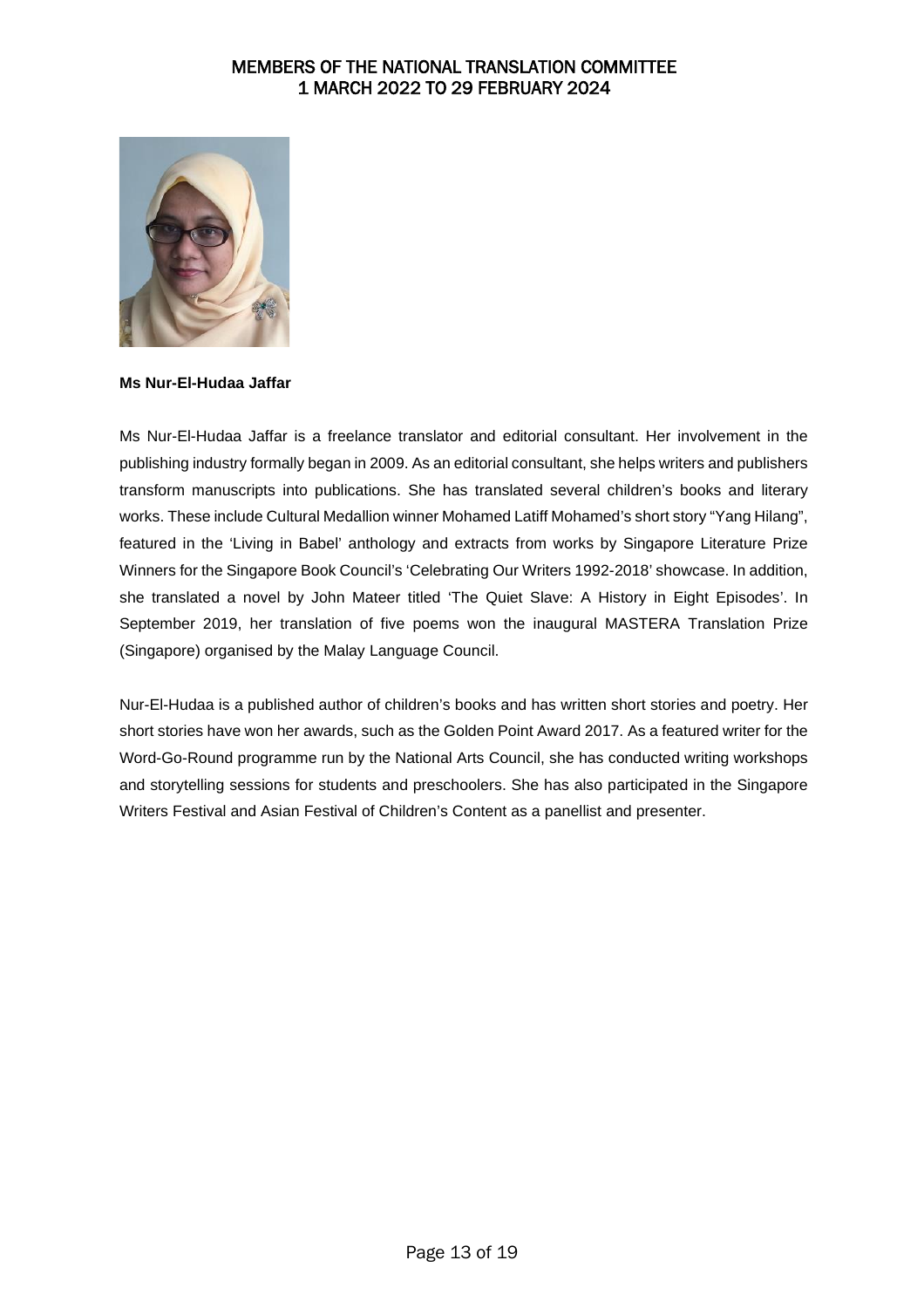# MEMBERS OF THE NATIONAL TRANSLATION COMMITTEE
# 1 MARCH 2022 TO 29 FEBRUARY 2024

**Ms Nur-El-Hudaa Jaffar**

Ms Nur-El-Hudaa Jaffar is a freelance translator and editorial consultant. Her involvement in the publishing industry formally began in 2009. As an editorial consultant, she helps writers and publishers transform manuscripts into publications. She has translated several children's books and literary works. These include Cultural Medallion winner Mohamed Latiff Mohamed's short story "Yang Hilang", featured in the 'Living in Babel' anthology and extracts from works by Singapore Literature Prize Winners for the Singapore Book Council's 'Celebrating Our Writers 1992-2018' showcase. In addition, she translated a novel by John Mateer titled 'The Quiet Slave: A History in Eight Episodes'. In September 2019, her translation of five poems won the inaugural MASTERA Translation Prize (Singapore) organised by the Malay Language Council.

Nur-El-Hudaa is a published author of children's books and has written short stories and poetry. Her short stories have won her awards, such as the Golden Point Award 2017. As a featured writer for the Word-Go-Round programme run by the National Arts Council, she has conducted writing workshops and storytelling sessions for students and preschoolers. She has also participated in the Singapore Writers Festival and Asian Festival of Children's Content as a panellist and presenter.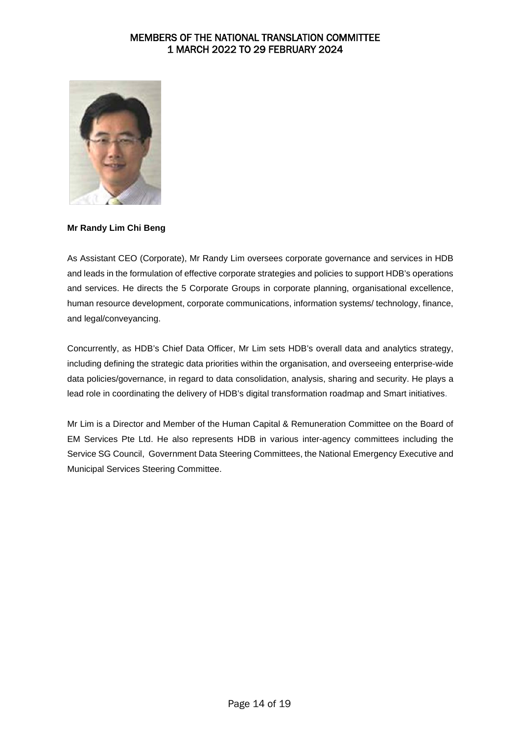# MEMBERS OF THE NATIONAL TRANSLATION COMMITTEE
# 1 MARCH 2022 TO 29 FEBRUARY 2024

**Mr Randy Lim Chi Beng**

As Assistant CEO (Corporate), Mr Randy Lim oversees corporate governance and services in HDB and leads in the formulation of effective corporate strategies and policies to support HDB's operations and services. He directs the 5 Corporate Groups in corporate planning, organisational excellence, human resource development, corporate communications, information systems/ technology, finance, and legal/conveyancing.

Concurrently, as HDB's Chief Data Officer, Mr Lim sets HDB's overall data and analytics strategy, including defining the strategic data priorities within the organisation, and overseeing enterprise-wide data policies/governance, in regard to data consolidation, analysis, sharing and security. He plays a lead role in coordinating the delivery of HDB's digital transformation roadmap and Smart initiatives.

Mr Lim is a Director and Member of the Human Capital & Remuneration Committee on the Board of EM Services Pte Ltd. He also represents HDB in various inter-agency committees including the Service SG Council, Government Data Steering Committees, the National Emergency Executive and Municipal Services Steering Committee.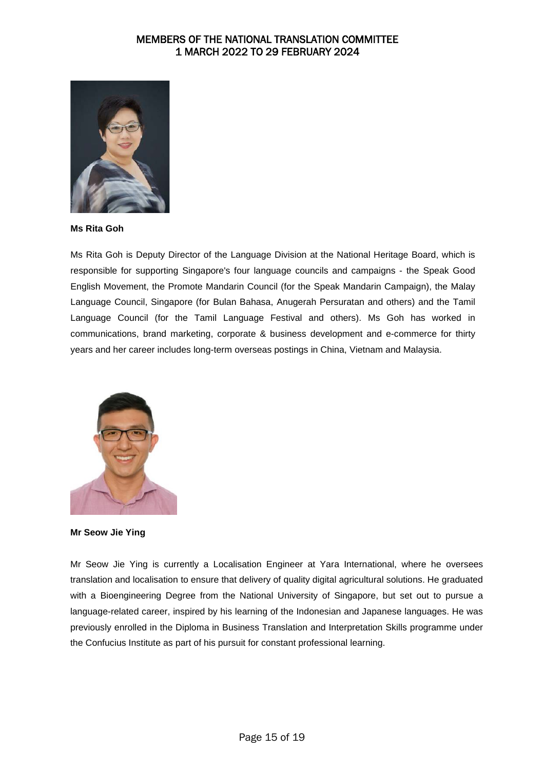# MEMBERS OF THE NATIONAL TRANSLATION COMMITTEE
# 1 MARCH 2022 TO 29 FEBRUARY 2024

**Ms Rita Goh**

Ms Rita Goh is Deputy Director of the Language Division at the National Heritage Board, which is responsible for supporting Singapore's four language councils and campaigns - the Speak Good English Movement, the Promote Mandarin Council (for the Speak Mandarin Campaign), the Malay Language Council, Singapore (for Bulan Bahasa, Anugerah Persuratan and others) and the Tamil Language Council (for the Tamil Language Festival and others). Ms Goh has worked in communications, brand marketing, corporate & business development and e-commerce for thirty years and her career includes long-term overseas postings in China, Vietnam and Malaysia.

**Mr Seow Jie Ying**

Mr Seow Jie Ying is currently a Localisation Engineer at Yara International, where he oversees translation and localisation to ensure that delivery of quality digital agricultural solutions. He graduated with a Bioengineering Degree from the National University of Singapore, but set out to pursue a language-related career, inspired by his learning of the Indonesian and Japanese languages. He was previously enrolled in the Diploma in Business Translation and Interpretation Skills programme under the Confucius Institute as part of his pursuit for constant professional learning.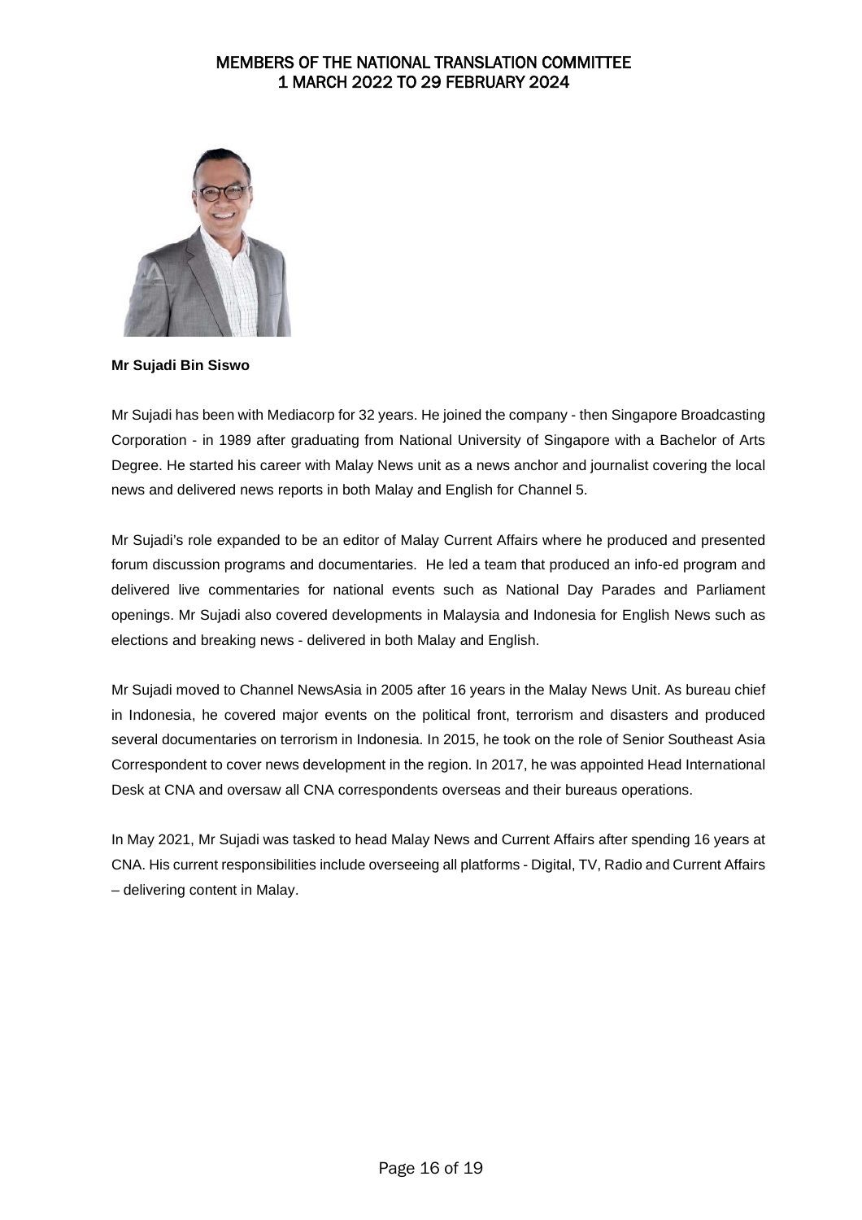# MEMBERS OF THE NATIONAL TRANSLATION COMMITTEE
# 1 MARCH 2022 TO 29 FEBRUARY 2024

**Mr Sujadi Bin Siswo**

Mr Sujadi has been with Mediacorp for 32 years. He joined the company - then Singapore Broadcasting Corporation - in 1989 after graduating from National University of Singapore with a Bachelor of Arts Degree. He started his career with Malay News unit as a news anchor and journalist covering the local news and delivered news reports in both Malay and English for Channel 5.

Mr Sujadi's role expanded to be an editor of Malay Current Affairs where he produced and presented forum discussion programs and documentaries. He led a team that produced an info-ed program and delivered live commentaries for national events such as National Day Parades and Parliament openings. Mr Sujadi also covered developments in Malaysia and Indonesia for English News such as elections and breaking news - delivered in both Malay and English.

Mr Sujadi moved to Channel NewsAsia in 2005 after 16 years in the Malay News Unit. As bureau chief in Indonesia, he covered major events on the political front, terrorism and disasters and produced several documentaries on terrorism in Indonesia. In 2015, he took on the role of Senior Southeast Asia Correspondent to cover news development in the region. In 2017, he was appointed Head International Desk at CNA and oversaw all CNA correspondents overseas and their bureaus operations.

In May 2021, Mr Sujadi was tasked to head Malay News and Current Affairs after spending 16 years at CNA. His current responsibilities include overseeing all platforms - Digital, TV, Radio and Current Affairs – delivering content in Malay.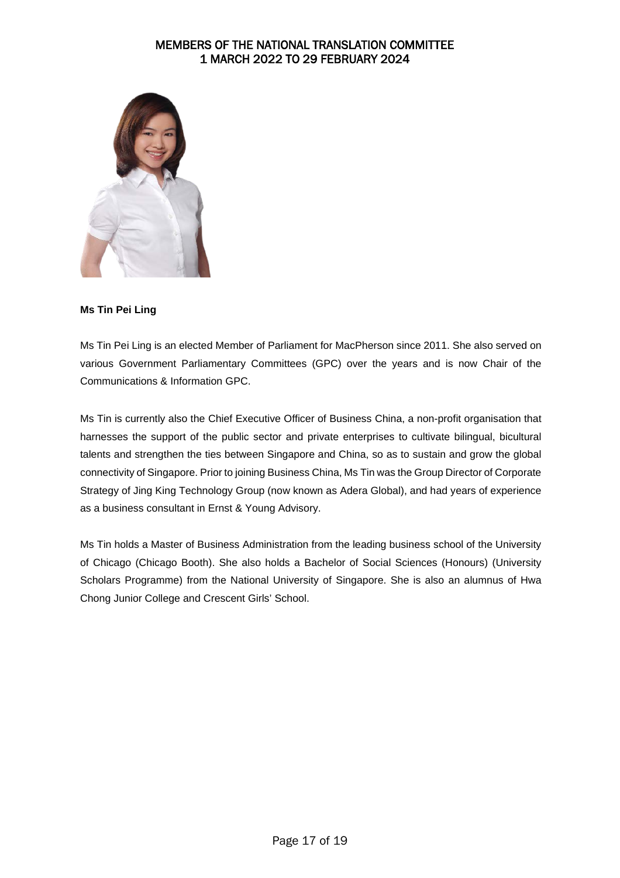# MEMBERS OF THE NATIONAL TRANSLATION COMMITTEE
# 1 MARCH 2022 TO 29 FEBRUARY 2024

**Ms Tin Pei Ling**

Ms Tin Pei Ling is an elected Member of Parliament for MacPherson since 2011. She also served on various Government Parliamentary Committees (GPC) over the years and is now Chair of the Communications & Information GPC.

Ms Tin is currently also the Chief Executive Officer of Business China, a non-profit organisation that harnesses the support of the public sector and private enterprises to cultivate bilingual, bicultural talents and strengthen the ties between Singapore and China, so as to sustain and grow the global connectivity of Singapore. Prior to joining Business China, Ms Tin was the Group Director of Corporate Strategy of Jing King Technology Group (now known as Adera Global), and had years of experience as a business consultant in Ernst & Young Advisory.

Ms Tin holds a Master of Business Administration from the leading business school of the University of Chicago (Chicago Booth). She also holds a Bachelor of Social Sciences (Honours) (University Scholars Programme) from the National University of Singapore. She is also an alumnus of Hwa Chong Junior College and Crescent Girls' School.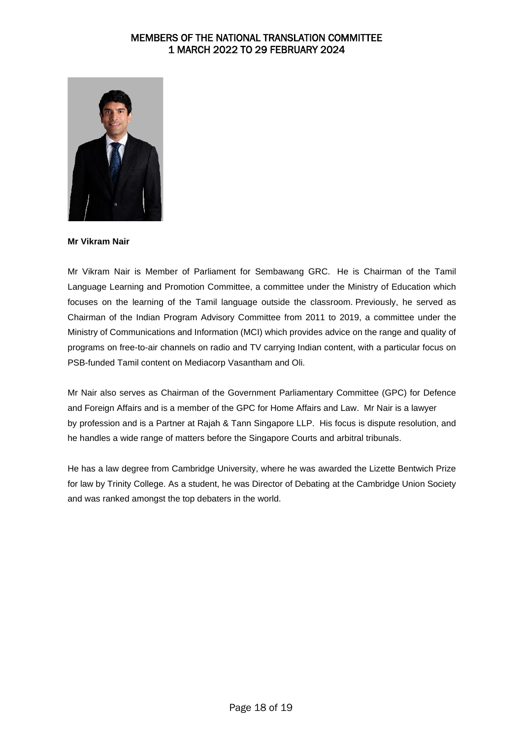# MEMBERS OF THE NATIONAL TRANSLATION COMMITTEE 1 MARCH 2022 TO 29 FEBRUARY 2024

**Mr Vikram Nair**

Mr Vikram Nair is Member of Parliament for Sembawang GRC. He is Chairman of the Tamil Language Learning and Promotion Committee, a committee under the Ministry of Education which focuses on the learning of the Tamil language outside the classroom. Previously, he served as Chairman of the Indian Program Advisory Committee from 2011 to 2019, a committee under the Ministry of Communications and Information (MCI) which provides advice on the range and quality of programs on free-to-air channels on radio and TV carrying Indian content, with a particular focus on PSB-funded Tamil content on Mediacorp Vasantham and Oli.

Mr Nair also serves as Chairman of the Government Parliamentary Committee (GPC) for Defence and Foreign Affairs and is a member of the GPC for Home Affairs and Law. Mr Nair is a lawyer by profession and is a Partner at Rajah & Tann Singapore LLP. His focus is dispute resolution, and he handles a wide range of matters before the Singapore Courts and arbitral tribunals.

He has a law degree from Cambridge University, where he was awarded the Lizette Bentwich Prize for law by Trinity College. As a student, he was Director of Debating at the Cambridge Union Society and was ranked amongst the top debaters in the world.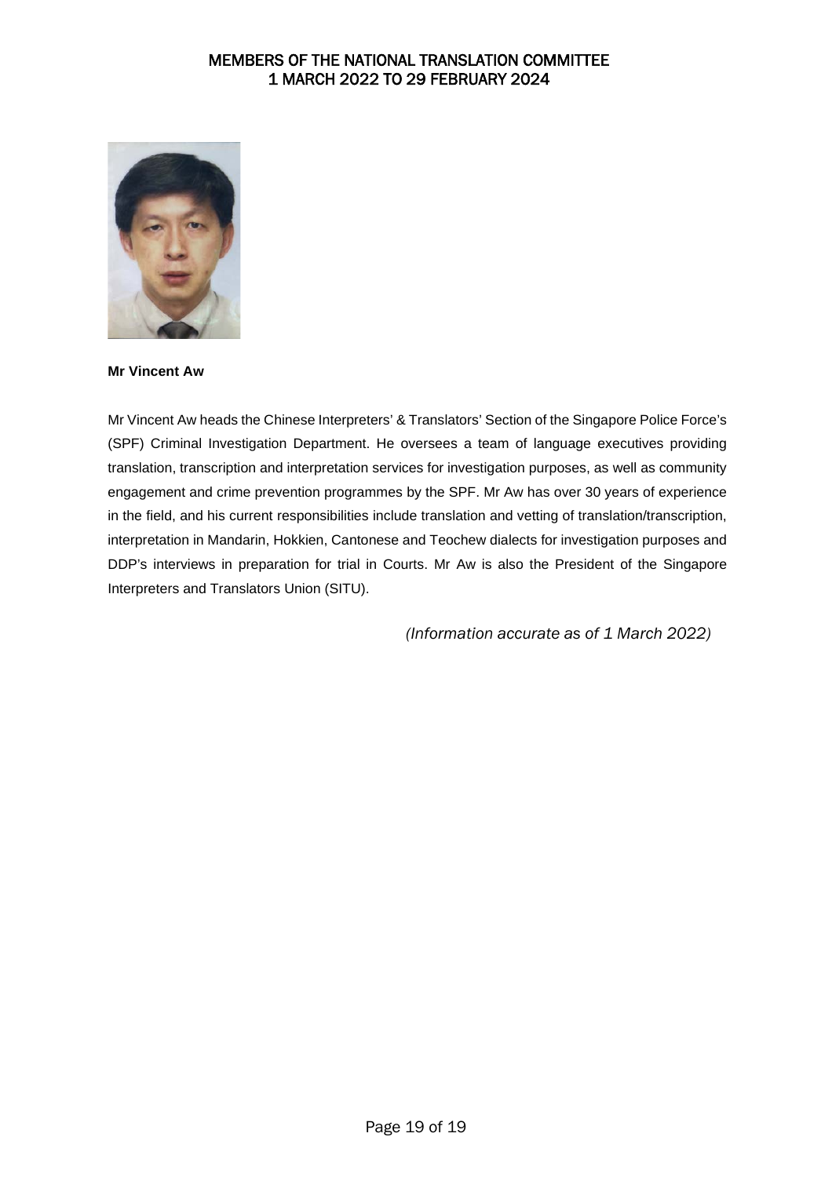# MEMBERS OF THE NATIONAL TRANSLATION COMMITTEE
# 1 MARCH 2022 TO 29 FEBRUARY 2024

**Mr Vincent Aw**

Mr Vincent Aw heads the Chinese Interpreters' & Translators' Section of the Singapore Police Force's (SPF) Criminal Investigation Department. He oversees a team of language executives providing translation, transcription and interpretation services for investigation purposes, as well as community engagement and crime prevention programmes by the SPF. Mr Aw has over 30 years of experience in the field, and his current responsibilities include translation and vetting of translation/transcription, interpretation in Mandarin, Hokkien, Cantonese and Teochew dialects for investigation purposes and DDP's interviews in preparation for trial in Courts. Mr Aw is also the President of the Singapore Interpreters and Translators Union (SITU).

*(Information accurate as of 1 March 2022)*